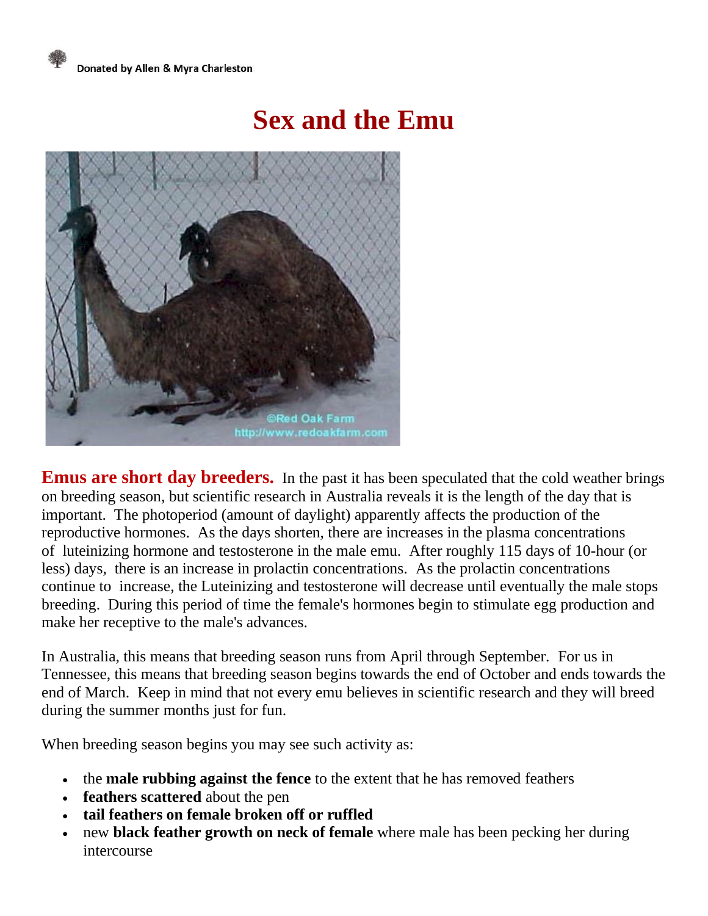Donated by Allen & Myra Charleston

# Sex and the Emu

**Emus are short day breeders.** In the past it has been speculated that the cold weather brings on breeding season, but scientific research in Australia reveals it is the length of the day that is important. The photoperiod (amount of daylight) apparently affects the production of the reproductive hormones. As the days shorten, there are increases in the plasma concentrations of luteinizing hormone and testosterone in the male emu. After roughly 115 days of 10-hour (or less) days, there is an increase in prolactin concentrations. As the prolactin concentrations continue to increase, the Luteinizing and testosterone will decrease until eventually the male stops breeding. During this period of time the female's hormones begin to stimulate egg production and make her receptive to the male's advances.

In Australia, this means that breeding season runs from April through September. For us in Tennessee, this means that breeding season begins towards the end of October and ends towards the end of March. Keep in mind that not every emu believes in scientific research and they will breed during the summer months just for fun.

When breeding season begins you may see such activity as:

- the **male rubbing against the fence** to the extent that he has removed feathers
- **feathers scattered** about the pen
- **tail feathers on female broken off or ruffled**
- new **black feather growth on neck of female** where male has been pecking her during intercourse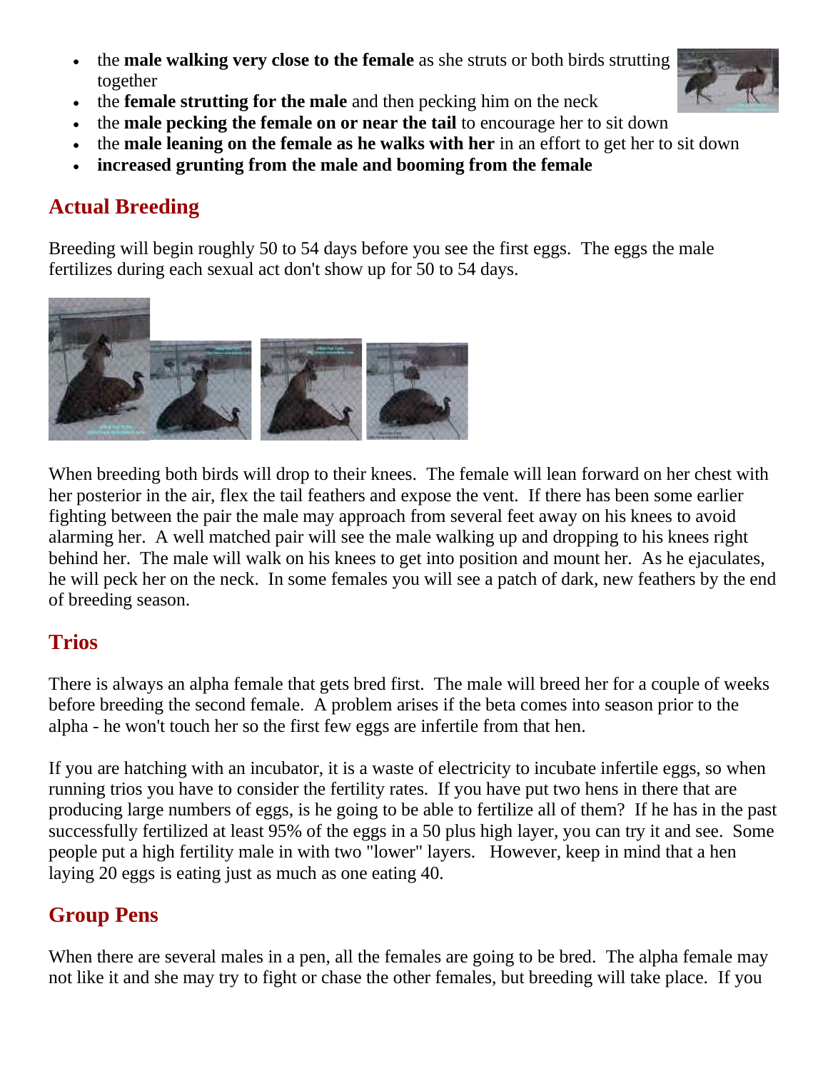- the **male walking very close to the female** as she struts or both birds strutting together
- the **female strutting for the male** and then pecking him on the neck
- the **male pecking the female on or near the tail** to encourage her to sit down
- the **male leaning on the female as he walks with her** in an effort to get her to sit down
- **increased grunting from the male and booming from the female**

## Actual Breeding

Breeding will begin roughly 50 to 54 days before you see the first eggs. The eggs the male fertilizes during each sexual act don't show up for 50 to 54 days.

When breeding both birds will drop to their knees. The female will lean forward on her chest with her posterior in the air, flex the tail feathers and expose the vent. If there has been some earlier fighting between the pair the male may approach from several feet away on his knees to avoid alarming her. A well matched pair will see the male walking up and dropping to his knees right behind her. The male will walk on his knees to get into position and mount her. As he ejaculates, he will peck her on the neck. In some females you will see a patch of dark, new feathers by the end of breeding season.

## Trios

There is always an alpha female that gets bred first. The male will breed her for a couple of weeks before breeding the second female. A problem arises if the beta comes into season prior to the alpha - he won't touch her so the first few eggs are infertile from that hen.

If you are hatching with an incubator, it is a waste of electricity to incubate infertile eggs, so when running trios you have to consider the fertility rates. If you have put two hens in there that are producing large numbers of eggs, is he going to be able to fertilize all of them? If he has in the past successfully fertilized at least 95% of the eggs in a 50 plus high layer, you can try it and see. Some people put a high fertility male in with two "lower" layers. However, keep in mind that a hen laying 20 eggs is eating just as much as one eating 40.

## Group Pens

When there are several males in a pen, all the females are going to be bred. The alpha female may not like it and she may try to fight or chase the other females, but breeding will take place. If you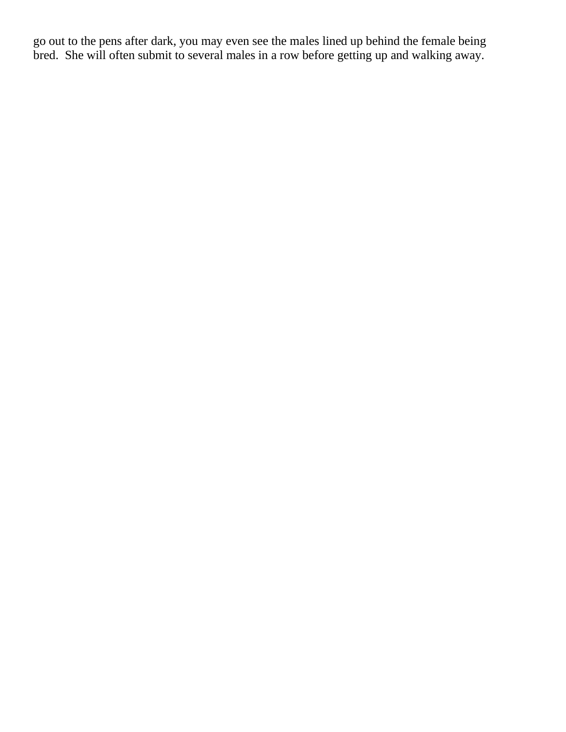go out to the pens after dark, you may even see the males lined up behind the female being bred.  She will often submit to several males in a row before getting up and walking away.